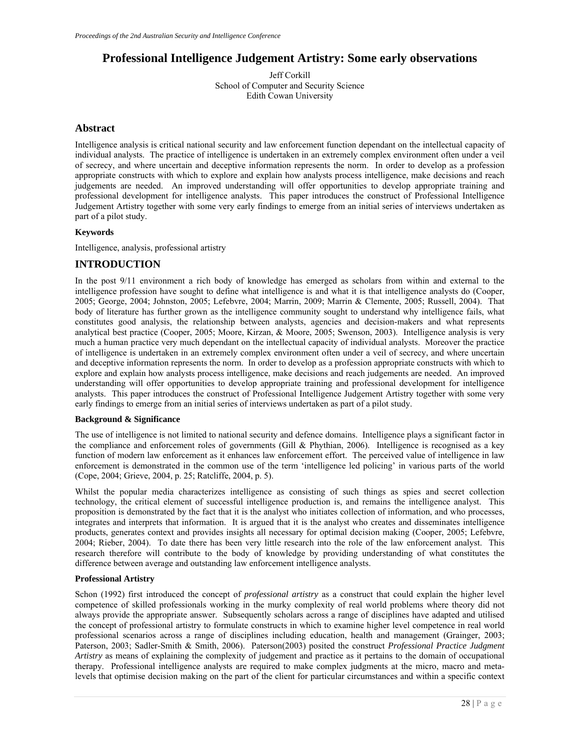# Professional Intelligence Judgement Artistry: Some early observations

Jeff Corkill
School of Computer and Security Science
Edith Cowan University

## Abstract

Intelligence analysis is critical national security and law enforcement function dependant on the intellectual capacity of individual analysts. The practice of intelligence is undertaken in an extremely complex environment often under a veil of secrecy, and where uncertain and deceptive information represents the norm. In order to develop as a profession appropriate constructs with which to explore and explain how analysts process intelligence, make decisions and reach judgements are needed. An improved understanding will offer opportunities to develop appropriate training and professional development for intelligence analysts. This paper introduces the construct of Professional Intelligence Judgement Artistry together with some very early findings to emerge from an initial series of interviews undertaken as part of a pilot study.

### Keywords

Intelligence, analysis, professional artistry

## INTRODUCTION

In the post 9/11 environment a rich body of knowledge has emerged as scholars from within and external to the intelligence profession have sought to define what intelligence is and what it is that intelligence analysts do (Cooper, 2005; George, 2004; Johnston, 2005; Lefebvre, 2004; Marrin, 2009; Marrin & Clemente, 2005; Russell, 2004). That body of literature has further grown as the intelligence community sought to understand why intelligence fails, what constitutes good analysis, the relationship between analysts, agencies and decision-makers and what represents analytical best practice (Cooper, 2005; Moore, Kirzan, & Moore, 2005; Swenson, 2003). Intelligence analysis is very much a human practice very much dependant on the intellectual capacity of individual analysts. Moreover the practice of intelligence is undertaken in an extremely complex environment often under a veil of secrecy, and where uncertain and deceptive information represents the norm. In order to develop as a profession appropriate constructs with which to explore and explain how analysts process intelligence, make decisions and reach judgements are needed. An improved understanding will offer opportunities to develop appropriate training and professional development for intelligence analysts. This paper introduces the construct of Professional Intelligence Judgement Artistry together with some very early findings to emerge from an initial series of interviews undertaken as part of a pilot study.

### Background & Significance

The use of intelligence is not limited to national security and defence domains. Intelligence plays a significant factor in the compliance and enforcement roles of governments (Gill & Phythian, 2006). Intelligence is recognised as a key function of modern law enforcement as it enhances law enforcement effort. The perceived value of intelligence in law enforcement is demonstrated in the common use of the term 'intelligence led policing' in various parts of the world (Cope, 2004; Grieve, 2004, p. 25; Ratcliffe, 2004, p. 5).

Whilst the popular media characterizes intelligence as consisting of such things as spies and secret collection technology, the critical element of successful intelligence production is, and remains the intelligence analyst. This proposition is demonstrated by the fact that it is the analyst who initiates collection of information, and who processes, integrates and interprets that information. It is argued that it is the analyst who creates and disseminates intelligence products, generates context and provides insights all necessary for optimal decision making (Cooper, 2005; Lefebvre, 2004; Rieber, 2004). To date there has been very little research into the role of the law enforcement analyst. This research therefore will contribute to the body of knowledge by providing understanding of what constitutes the difference between average and outstanding law enforcement intelligence analysts.

### Professional Artistry

Schon (1992) first introduced the concept of *professional artistry* as a construct that could explain the higher level competence of skilled professionals working in the murky complexity of real world problems where theory did not always provide the appropriate answer. Subsequently scholars across a range of disciplines have adapted and utilised the concept of professional artistry to formulate constructs in which to examine higher level competence in real world professional scenarios across a range of disciplines including education, health and management (Grainger, 2003; Paterson, 2003; Sadler-Smith & Smith, 2006). Paterson(2003) posited the construct *Professional Practice Judgment Artistry* as means of explaining the complexity of judgement and practice as it pertains to the domain of occupational therapy. Professional intelligence analysts are required to make complex judgments at the micro, macro and meta-levels that optimise decision making on the part of the client for particular circumstances and within a specific context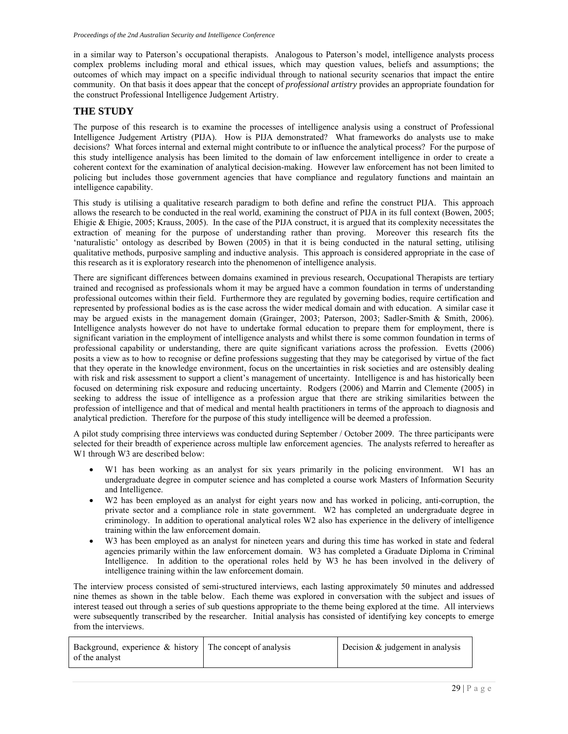in a similar way to Paterson's occupational therapists. Analogous to Paterson's model, intelligence analysts process complex problems including moral and ethical issues, which may question values, beliefs and assumptions; the outcomes of which may impact on a specific individual through to national security scenarios that impact the entire community. On that basis it does appear that the concept of *professional artistry* provides an appropriate foundation for the construct Professional Intelligence Judgement Artistry.

## THE STUDY

The purpose of this research is to examine the processes of intelligence analysis using a construct of Professional Intelligence Judgement Artistry (PIJA). How is PIJA demonstrated? What frameworks do analysts use to make decisions? What forces internal and external might contribute to or influence the analytical process? For the purpose of this study intelligence analysis has been limited to the domain of law enforcement intelligence in order to create a coherent context for the examination of analytical decision-making. However law enforcement has not been limited to policing but includes those government agencies that have compliance and regulatory functions and maintain an intelligence capability.

This study is utilising a qualitative research paradigm to both define and refine the construct PIJA. This approach allows the research to be conducted in the real world, examining the construct of PIJA in its full context (Bowen, 2005; Ehigie & Ehigie, 2005; Krauss, 2005). In the case of the PIJA construct, it is argued that its complexity necessitates the extraction of meaning for the purpose of understanding rather than proving. Moreover this research fits the 'naturalistic' ontology as described by Bowen (2005) in that it is being conducted in the natural setting, utilising qualitative methods, purposive sampling and inductive analysis. This approach is considered appropriate in the case of this research as it is exploratory research into the phenomenon of intelligence analysis.

There are significant differences between domains examined in previous research, Occupational Therapists are tertiary trained and recognised as professionals whom it may be argued have a common foundation in terms of understanding professional outcomes within their field. Furthermore they are regulated by governing bodies, require certification and represented by professional bodies as is the case across the wider medical domain and with education. A similar case it may be argued exists in the management domain (Grainger, 2003; Paterson, 2003; Sadler-Smith & Smith, 2006). Intelligence analysts however do not have to undertake formal education to prepare them for employment, there is significant variation in the employment of intelligence analysts and whilst there is some common foundation in terms of professional capability or understanding, there are quite significant variations across the profession. Evetts (2006) posits a view as to how to recognise or define professions suggesting that they may be categorised by virtue of the fact that they operate in the knowledge environment, focus on the uncertainties in risk societies and are ostensibly dealing with risk and risk assessment to support a client's management of uncertainty. Intelligence is and has historically been focused on determining risk exposure and reducing uncertainty. Rodgers (2006) and Marrin and Clemente (2005) in seeking to address the issue of intelligence as a profession argue that there are striking similarities between the profession of intelligence and that of medical and mental health practitioners in terms of the approach to diagnosis and analytical prediction. Therefore for the purpose of this study intelligence will be deemed a profession.

A pilot study comprising three interviews was conducted during September / October 2009. The three participants were selected for their breadth of experience across multiple law enforcement agencies. The analysts referred to hereafter as W1 through W3 are described below:

- W1 has been working as an analyst for six years primarily in the policing environment. W1 has an undergraduate degree in computer science and has completed a course work Masters of Information Security and Intelligence.
- W2 has been employed as an analyst for eight years now and has worked in policing, anti-corruption, the private sector and a compliance role in state government. W2 has completed an undergraduate degree in criminology. In addition to operational analytical roles W2 also has experience in the delivery of intelligence training within the law enforcement domain.
- W3 has been employed as an analyst for nineteen years and during this time has worked in state and federal agencies primarily within the law enforcement domain. W3 has completed a Graduate Diploma in Criminal Intelligence. In addition to the operational roles held by W3 he has been involved in the delivery of intelligence training within the law enforcement domain.

The interview process consisted of semi-structured interviews, each lasting approximately 50 minutes and addressed nine themes as shown in the table below. Each theme was explored in conversation with the subject and issues of interest teased out through a series of sub questions appropriate to the theme being explored at the time. All interviews were subsequently transcribed by the researcher. Initial analysis has consisted of identifying key concepts to emerge from the interviews.

| Background, experience & history of the analyst | The concept of analysis | Decision & judgement in analysis |
|---|---|---|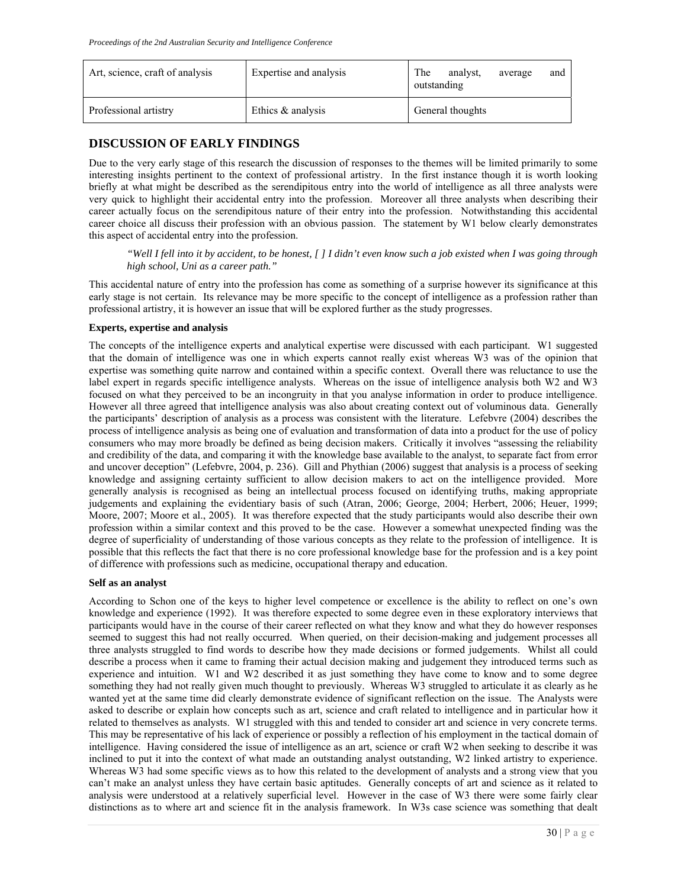| Art, science, craft of analysis | Expertise and analysis | The analyst, average and outstanding |
|---|---|---|
| Professional artistry | Ethics & analysis | General thoughts |

## DISCUSSION OF EARLY FINDINGS

Due to the very early stage of this research the discussion of responses to the themes will be limited primarily to some interesting insights pertinent to the context of professional artistry. In the first instance though it is worth looking briefly at what might be described as the serendipitous entry into the world of intelligence as all three analysts were very quick to highlight their accidental entry into the profession. Moreover all three analysts when describing their career actually focus on the serendipitous nature of their entry into the profession. Notwithstanding this accidental career choice all discuss their profession with an obvious passion. The statement by W1 below clearly demonstrates this aspect of accidental entry into the profession.

> *"Well I fell into it by accident, to be honest, [ ] I didn't even know such a job existed when I was going through high school, Uni as a career path."*

This accidental nature of entry into the profession has come as something of a surprise however its significance at this early stage is not certain. Its relevance may be more specific to the concept of intelligence as a profession rather than professional artistry, it is however an issue that will be explored further as the study progresses.

**Experts, expertise and analysis**

The concepts of the intelligence experts and analytical expertise were discussed with each participant. W1 suggested that the domain of intelligence was one in which experts cannot really exist whereas W3 was of the opinion that expertise was something quite narrow and contained within a specific context. Overall there was reluctance to use the label expert in regards specific intelligence analysts. Whereas on the issue of intelligence analysis both W2 and W3 focused on what they perceived to be an incongruity in that you analyse information in order to produce intelligence. However all three agreed that intelligence analysis was also about creating context out of voluminous data. Generally the participants' description of analysis as a process was consistent with the literature. Lefebvre (2004) describes the process of intelligence analysis as being one of evaluation and transformation of data into a product for the use of policy consumers who may more broadly be defined as being decision makers. Critically it involves "assessing the reliability and credibility of the data, and comparing it with the knowledge base available to the analyst, to separate fact from error and uncover deception" (Lefebvre, 2004, p. 236). Gill and Phythian (2006) suggest that analysis is a process of seeking knowledge and assigning certainty sufficient to allow decision makers to act on the intelligence provided. More generally analysis is recognised as being an intellectual process focused on identifying truths, making appropriate judgements and explaining the evidentiary basis of such (Atran, 2006; George, 2004; Herbert, 2006; Heuer, 1999; Moore, 2007; Moore et al., 2005). It was therefore expected that the study participants would also describe their own profession within a similar context and this proved to be the case. However a somewhat unexpected finding was the degree of superficiality of understanding of those various concepts as they relate to the profession of intelligence. It is possible that this reflects the fact that there is no core professional knowledge base for the profession and is a key point of difference with professions such as medicine, occupational therapy and education.

**Self as an analyst**

According to Schon one of the keys to higher level competence or excellence is the ability to reflect on one's own knowledge and experience (1992). It was therefore expected to some degree even in these exploratory interviews that participants would have in the course of their career reflected on what they know and what they do however responses seemed to suggest this had not really occurred. When queried, on their decision-making and judgement processes all three analysts struggled to find words to describe how they made decisions or formed judgements. Whilst all could describe a process when it came to framing their actual decision making and judgement they introduced terms such as experience and intuition. W1 and W2 described it as just something they have come to know and to some degree something they had not really given much thought to previously. Whereas W3 struggled to articulate it as clearly as he wanted yet at the same time did clearly demonstrate evidence of significant reflection on the issue. The Analysts were asked to describe or explain how concepts such as art, science and craft related to intelligence and in particular how it related to themselves as analysts. W1 struggled with this and tended to consider art and science in very concrete terms. This may be representative of his lack of experience or possibly a reflection of his employment in the tactical domain of intelligence. Having considered the issue of intelligence as an art, science or craft W2 when seeking to describe it was inclined to put it into the context of what made an outstanding analyst outstanding, W2 linked artistry to experience. Whereas W3 had some specific views as to how this related to the development of analysts and a strong view that you can't make an analyst unless they have certain basic aptitudes. Generally concepts of art and science as it related to analysis were understood at a relatively superficial level. However in the case of W3 there were some fairly clear distinctions as to where art and science fit in the analysis framework. In W3s case science was something that dealt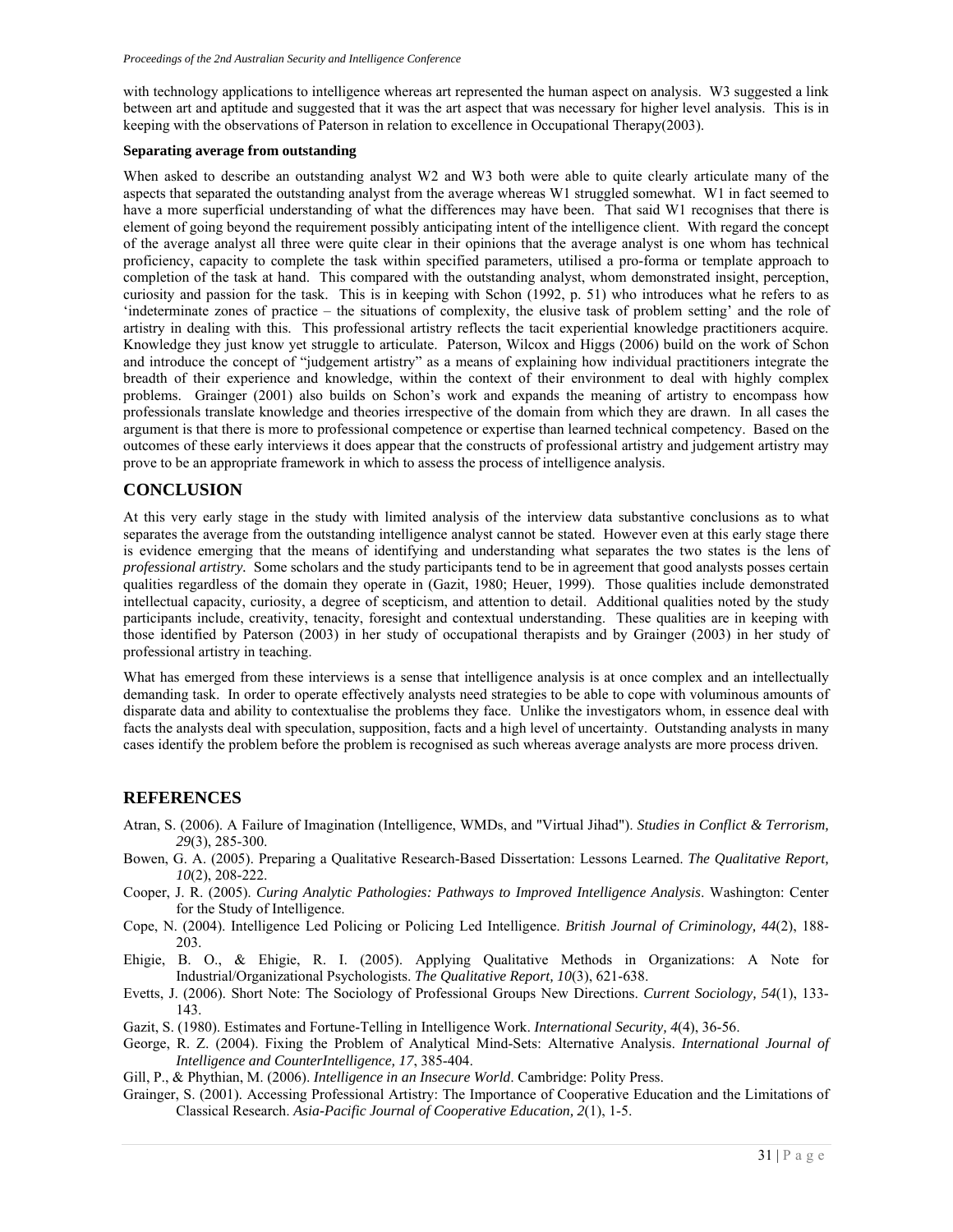with technology applications to intelligence whereas art represented the human aspect on analysis. W3 suggested a link between art and aptitude and suggested that it was the art aspect that was necessary for higher level analysis. This is in keeping with the observations of Paterson in relation to excellence in Occupational Therapy(2003).

### Separating average from outstanding

When asked to describe an outstanding analyst W2 and W3 both were able to quite clearly articulate many of the aspects that separated the outstanding analyst from the average whereas W1 struggled somewhat. W1 in fact seemed to have a more superficial understanding of what the differences may have been. That said W1 recognises that there is element of going beyond the requirement possibly anticipating intent of the intelligence client. With regard the concept of the average analyst all three were quite clear in their opinions that the average analyst is one whom has technical proficiency, capacity to complete the task within specified parameters, utilised a pro-forma or template approach to completion of the task at hand. This compared with the outstanding analyst, whom demonstrated insight, perception, curiosity and passion for the task. This is in keeping with Schon (1992, p. 51) who introduces what he refers to as 'indeterminate zones of practice – the situations of complexity, the elusive task of problem setting' and the role of artistry in dealing with this. This professional artistry reflects the tacit experiential knowledge practitioners acquire. Knowledge they just know yet struggle to articulate. Paterson, Wilcox and Higgs (2006) build on the work of Schon and introduce the concept of "judgement artistry" as a means of explaining how individual practitioners integrate the breadth of their experience and knowledge, within the context of their environment to deal with highly complex problems. Grainger (2001) also builds on Schon's work and expands the meaning of artistry to encompass how professionals translate knowledge and theories irrespective of the domain from which they are drawn. In all cases the argument is that there is more to professional competence or expertise than learned technical competency. Based on the outcomes of these early interviews it does appear that the constructs of professional artistry and judgement artistry may prove to be an appropriate framework in which to assess the process of intelligence analysis.

## CONCLUSION

At this very early stage in the study with limited analysis of the interview data substantive conclusions as to what separates the average from the outstanding intelligence analyst cannot be stated. However even at this early stage there is evidence emerging that the means of identifying and understanding what separates the two states is the lens of *professional artistry.* Some scholars and the study participants tend to be in agreement that good analysts posses certain qualities regardless of the domain they operate in (Gazit, 1980; Heuer, 1999). Those qualities include demonstrated intellectual capacity, curiosity, a degree of scepticism, and attention to detail. Additional qualities noted by the study participants include, creativity, tenacity, foresight and contextual understanding. These qualities are in keeping with those identified by Paterson (2003) in her study of occupational therapists and by Grainger (2003) in her study of professional artistry in teaching.

What has emerged from these interviews is a sense that intelligence analysis is at once complex and an intellectually demanding task. In order to operate effectively analysts need strategies to be able to cope with voluminous amounts of disparate data and ability to contextualise the problems they face. Unlike the investigators whom, in essence deal with facts the analysts deal with speculation, supposition, facts and a high level of uncertainty. Outstanding analysts in many cases identify the problem before the problem is recognised as such whereas average analysts are more process driven.

## REFERENCES

Atran, S. (2006). A Failure of Imagination (Intelligence, WMDs, and "Virtual Jihad"). *Studies in Conflict & Terrorism, 29*(3), 285-300.

Bowen, G. A. (2005). Preparing a Qualitative Research-Based Dissertation: Lessons Learned. *The Qualitative Report, 10*(2), 208-222.

Cooper, J. R. (2005). *Curing Analytic Pathologies: Pathways to Improved Intelligence Analysis*. Washington: Center for the Study of Intelligence.

Cope, N. (2004). Intelligence Led Policing or Policing Led Intelligence. *British Journal of Criminology, 44*(2), 188-203.

Ehigie, B. O., & Ehigie, R. I. (2005). Applying Qualitative Methods in Organizations: A Note for Industrial/Organizational Psychologists. *The Qualitative Report, 10*(3), 621-638.

Evetts, J. (2006). Short Note: The Sociology of Professional Groups New Directions. *Current Sociology, 54*(1), 133-143.

Gazit, S. (1980). Estimates and Fortune-Telling in Intelligence Work. *International Security, 4*(4), 36-56.

George, R. Z. (2004). Fixing the Problem of Analytical Mind-Sets: Alternative Analysis. *International Journal of Intelligence and CounterIntelligence, 17*, 385-404.

Gill, P., & Phythian, M. (2006). *Intelligence in an Insecure World*. Cambridge: Polity Press.

Grainger, S. (2001). Accessing Professional Artistry: The Importance of Cooperative Education and the Limitations of Classical Research. *Asia-Pacific Journal of Cooperative Education, 2*(1), 1-5.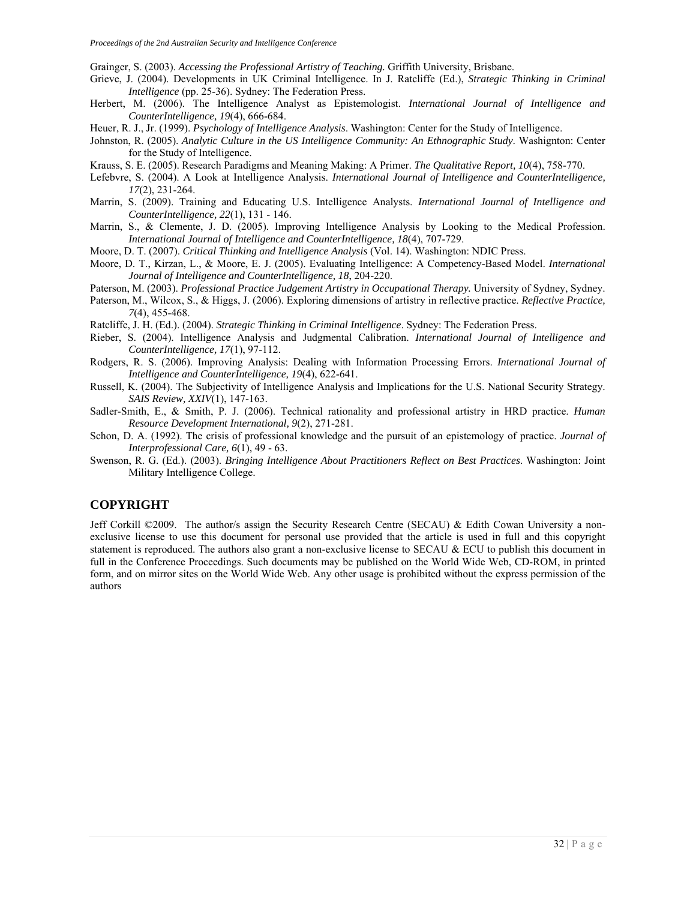Grainger, S. (2003). *Accessing the Professional Artistry of Teaching.* Griffith University, Brisbane.

Grieve, J. (2004). Developments in UK Criminal Intelligence. In J. Ratcliffe (Ed.), *Strategic Thinking in Criminal Intelligence* (pp. 25-36). Sydney: The Federation Press.

Herbert, M. (2006). The Intelligence Analyst as Epistemologist. *International Journal of Intelligence and CounterIntelligence, 19*(4), 666-684.

Heuer, R. J., Jr. (1999). *Psychology of Intelligence Analysis*. Washington: Center for the Study of Intelligence.

Johnston, R. (2005). *Analytic Culture in the US Intelligence Community: An Ethnographic Study*. Washignton: Center for the Study of Intelligence.

Krauss, S. E. (2005). Research Paradigms and Meaning Making: A Primer. *The Qualitative Report, 10*(4), 758-770.

Lefebvre, S. (2004). A Look at Intelligence Analysis. *International Journal of Intelligence and CounterIntelligence, 17*(2), 231-264.

Marrin, S. (2009). Training and Educating U.S. Intelligence Analysts. *International Journal of Intelligence and CounterIntelligence, 22*(1), 131 - 146.

Marrin, S., & Clemente, J. D. (2005). Improving Intelligence Analysis by Looking to the Medical Profession. *International Journal of Intelligence and CounterIntelligence, 18*(4), 707-729.

Moore, D. T. (2007). *Critical Thinking and Intelligence Analysis* (Vol. 14). Washington: NDIC Press.

Moore, D. T., Kirzan, L., & Moore, E. J. (2005). Evaluating Intelligence: A Competency-Based Model. *International Journal of Intelligence and CounterIntelligence, 18*, 204-220.

Paterson, M. (2003). *Professional Practice Judgement Artistry in Occupational Therapy.* University of Sydney, Sydney.

Paterson, M., Wilcox, S., & Higgs, J. (2006). Exploring dimensions of artistry in reflective practice. *Reflective Practice, 7*(4), 455-468.

Ratcliffe, J. H. (Ed.). (2004). *Strategic Thinking in Criminal Intelligence*. Sydney: The Federation Press.

Rieber, S. (2004). Intelligence Analysis and Judgmental Calibration. *International Journal of Intelligence and CounterIntelligence, 17*(1), 97-112.

Rodgers, R. S. (2006). Improving Analysis: Dealing with Information Processing Errors. *International Journal of Intelligence and CounterIntelligence, 19*(4), 622-641.

Russell, K. (2004). The Subjectivity of Intelligence Analysis and Implications for the U.S. National Security Strategy. *SAIS Review, XXIV*(1), 147-163.

Sadler-Smith, E., & Smith, P. J. (2006). Technical rationality and professional artistry in HRD practice. *Human Resource Development International, 9*(2), 271-281.

Schon, D. A. (1992). The crisis of professional knowledge and the pursuit of an epistemology of practice. *Journal of Interprofessional Care, 6*(1), 49 - 63.

Swenson, R. G. (Ed.). (2003). *Bringing Intelligence About Practitioners Reflect on Best Practices*. Washington: Joint Military Intelligence College.

## COPYRIGHT

Jeff Corkill ©2009. The author/s assign the Security Research Centre (SECAU) & Edith Cowan University a non-exclusive license to use this document for personal use provided that the article is used in full and this copyright statement is reproduced. The authors also grant a non-exclusive license to SECAU & ECU to publish this document in full in the Conference Proceedings. Such documents may be published on the World Wide Web, CD-ROM, in printed form, and on mirror sites on the World Wide Web. Any other usage is prohibited without the express permission of the authors